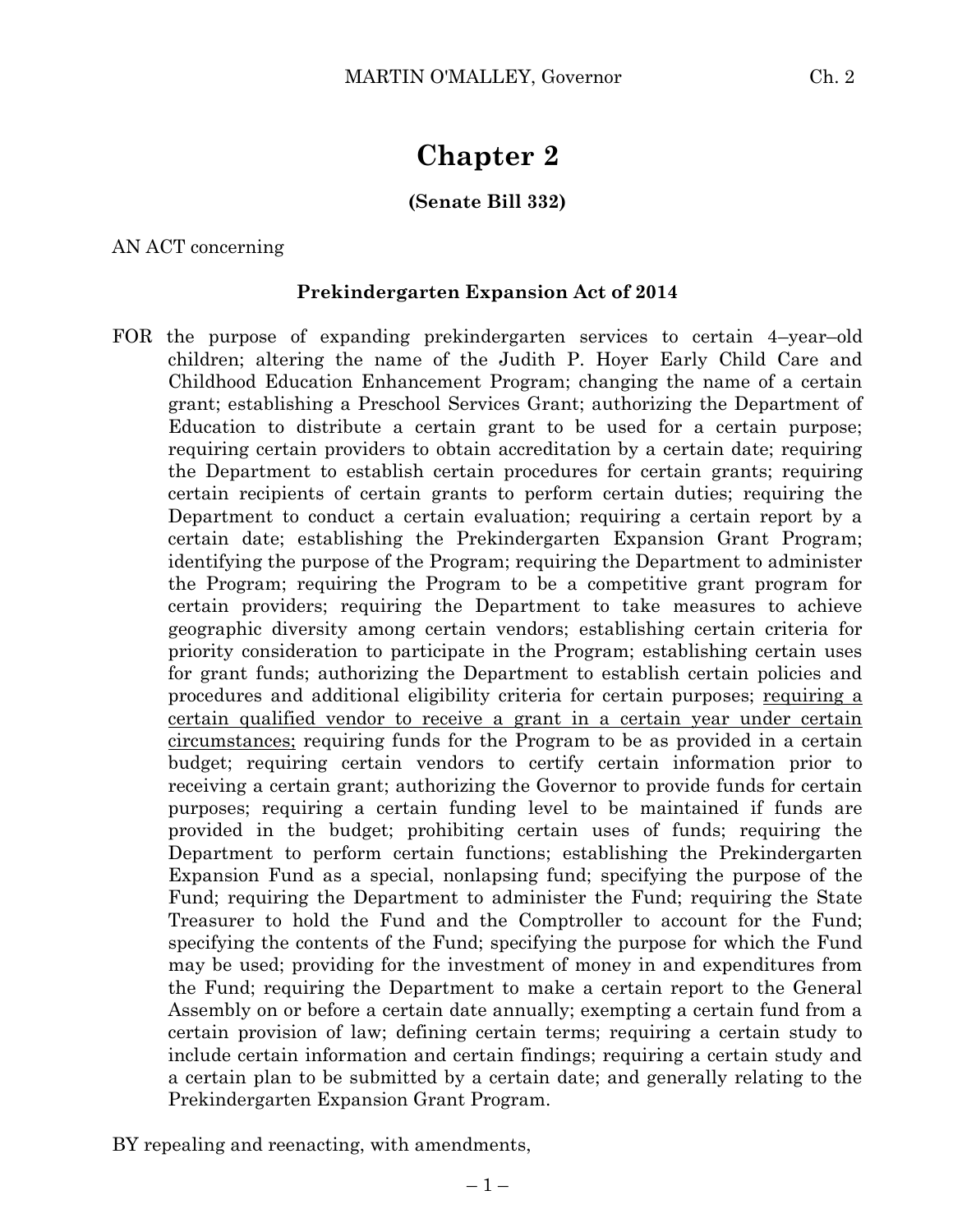# Chapter 2

**(Senate Bill 332)**

AN ACT concerning

**Prekindergarten Expansion Act of 2014**

FOR the purpose of expanding prekindergarten services to certain 4–year–old children; altering the name of the Judith P. Hoyer Early Child Care and Childhood Education Enhancement Program; changing the name of a certain grant; establishing a Preschool Services Grant; authorizing the Department of Education to distribute a certain grant to be used for a certain purpose; requiring certain providers to obtain accreditation by a certain date; requiring the Department to establish certain procedures for certain grants; requiring certain recipients of certain grants to perform certain duties; requiring the Department to conduct a certain evaluation; requiring a certain report by a certain date; establishing the Prekindergarten Expansion Grant Program; identifying the purpose of the Program; requiring the Department to administer the Program; requiring the Program to be a competitive grant program for certain providers; requiring the Department to take measures to achieve geographic diversity among certain vendors; establishing certain criteria for priority consideration to participate in the Program; establishing certain uses for grant funds; authorizing the Department to establish certain policies and procedures and additional eligibility criteria for certain purposes; <u>requiring a certain qualified vendor to receive a grant in a certain year under certain circumstances;</u> requiring funds for the Program to be as provided in a certain budget; requiring certain vendors to certify certain information prior to receiving a certain grant; authorizing the Governor to provide funds for certain purposes; requiring a certain funding level to be maintained if funds are provided in the budget; prohibiting certain uses of funds; requiring the Department to perform certain functions; establishing the Prekindergarten Expansion Fund as a special, nonlapsing fund; specifying the purpose of the Fund; requiring the Department to administer the Fund; requiring the State Treasurer to hold the Fund and the Comptroller to account for the Fund; specifying the contents of the Fund; specifying the purpose for which the Fund may be used; providing for the investment of money in and expenditures from the Fund; requiring the Department to make a certain report to the General Assembly on or before a certain date annually; exempting a certain fund from a certain provision of law; defining certain terms; requiring a certain study to include certain information and certain findings; requiring a certain study and a certain plan to be submitted by a certain date; and generally relating to the Prekindergarten Expansion Grant Program.

BY repealing and reenacting, with amendments,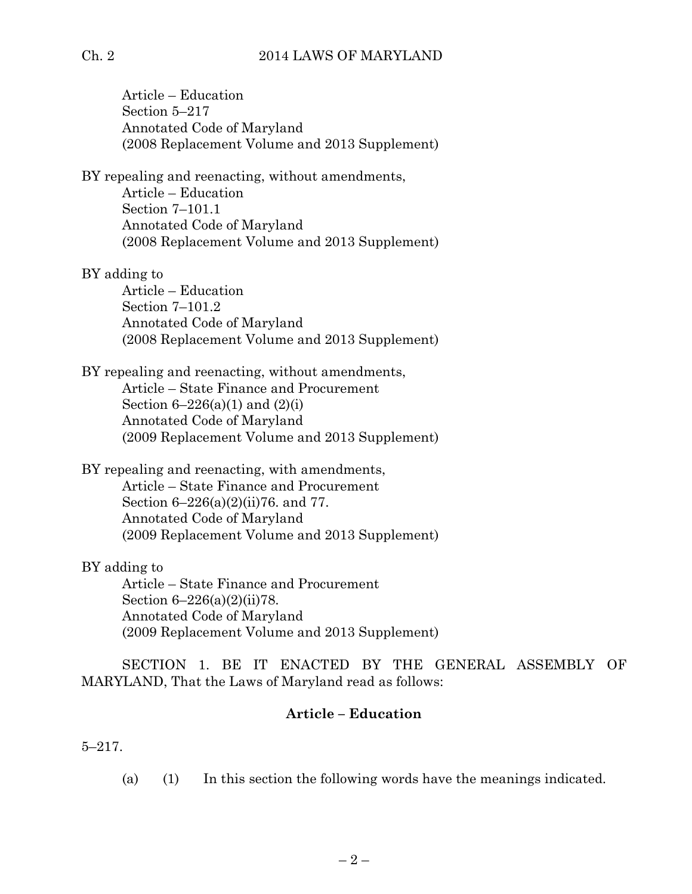Article – Education
Section 5–217
Annotated Code of Maryland
(2008 Replacement Volume and 2013 Supplement)

BY repealing and reenacting, without amendments,
Article – Education
Section 7–101.1
Annotated Code of Maryland
(2008 Replacement Volume and 2013 Supplement)

BY adding to
Article – Education
Section 7–101.2
Annotated Code of Maryland
(2008 Replacement Volume and 2013 Supplement)

BY repealing and reenacting, without amendments,
Article – State Finance and Procurement
Section 6–226(a)(1) and (2)(i)
Annotated Code of Maryland
(2009 Replacement Volume and 2013 Supplement)

BY repealing and reenacting, with amendments,
Article – State Finance and Procurement
Section 6–226(a)(2)(ii)76. and 77.
Annotated Code of Maryland
(2009 Replacement Volume and 2013 Supplement)

BY adding to
Article – State Finance and Procurement
Section 6–226(a)(2)(ii)78.
Annotated Code of Maryland
(2009 Replacement Volume and 2013 Supplement)

SECTION 1. BE IT ENACTED BY THE GENERAL ASSEMBLY OF MARYLAND, That the Laws of Maryland read as follows:

**Article – Education**

5–217.

(a) (1) In this section the following words have the meanings indicated.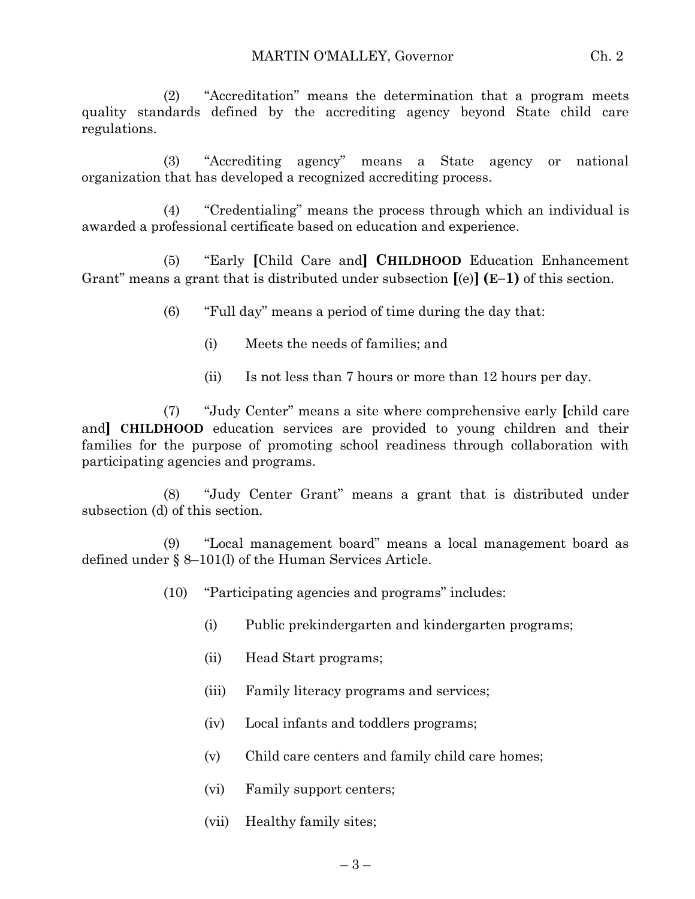(2) "Accreditation" means the determination that a program meets quality standards defined by the accrediting agency beyond State child care regulations.

(3) "Accrediting agency" means a State agency or national organization that has developed a recognized accrediting process.

(4) "Credentialing" means the process through which an individual is awarded a professional certificate based on education and experience.

(5) "Early **[**Child Care and**]** **CHILDHOOD** Education Enhancement Grant" means a grant that is distributed under subsection **[**(e)**]** **(E–1)** of this section.

(6) "Full day" means a period of time during the day that:

(i) Meets the needs of families; and

(ii) Is not less than 7 hours or more than 12 hours per day.

(7) "Judy Center" means a site where comprehensive early **[**child care and**]** **CHILDHOOD** education services are provided to young children and their families for the purpose of promoting school readiness through collaboration with participating agencies and programs.

(8) "Judy Center Grant" means a grant that is distributed under subsection (d) of this section.

(9) "Local management board" means a local management board as defined under § 8–101(l) of the Human Services Article.

(10) "Participating agencies and programs" includes:

(i) Public prekindergarten and kindergarten programs;

(ii) Head Start programs;

(iii) Family literacy programs and services;

(iv) Local infants and toddlers programs;

(v) Child care centers and family child care homes;

(vi) Family support centers;

(vii) Healthy family sites;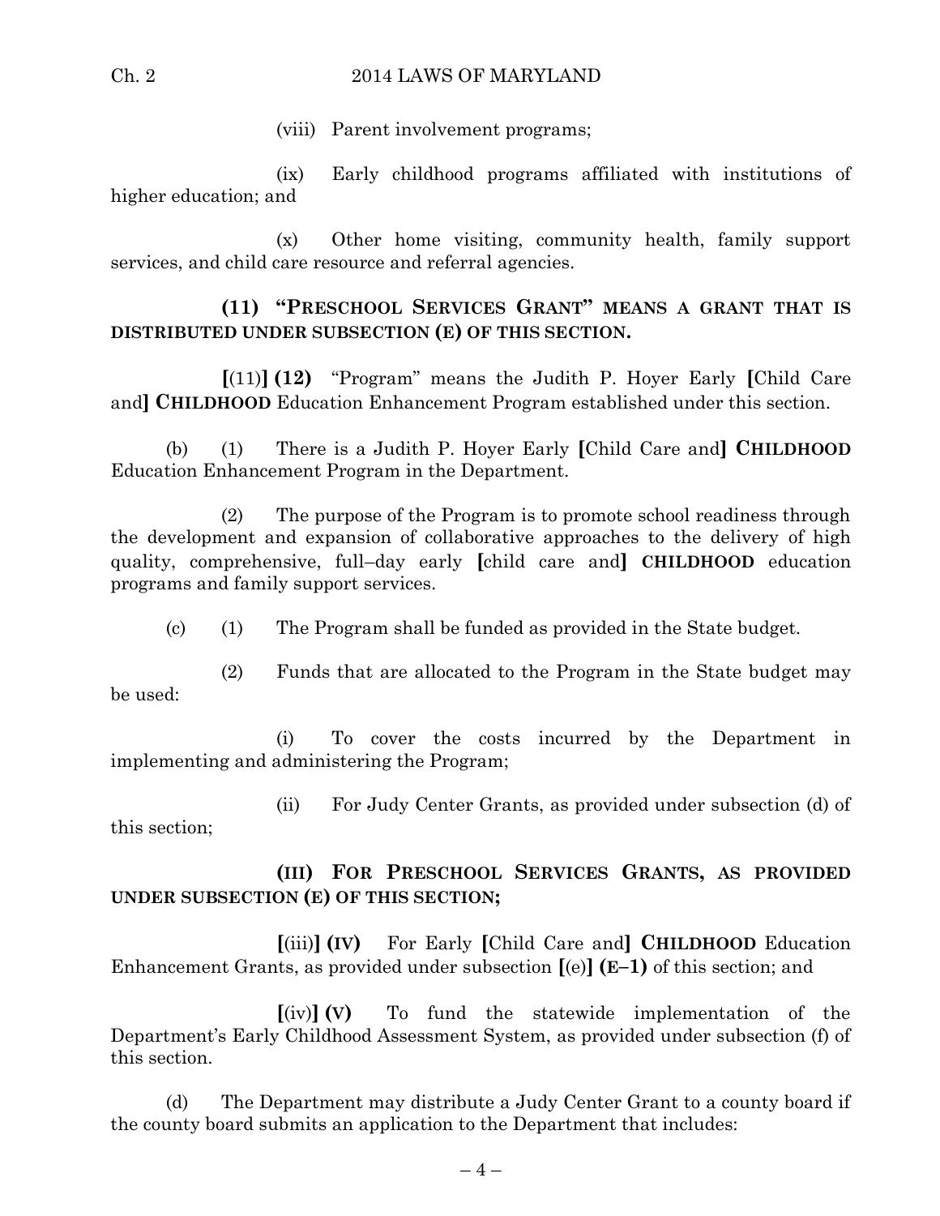(viii) Parent involvement programs;

(ix) Early childhood programs affiliated with institutions of higher education; and

(x) Other home visiting, community health, family support services, and child care resource and referral agencies.

**(11) "PRESCHOOL SERVICES GRANT" MEANS A GRANT THAT IS DISTRIBUTED UNDER SUBSECTION (E) OF THIS SECTION.**

**[**(11)**] (12)** "Program" means the Judith P. Hoyer Early **[**Child Care and**] CHILDHOOD** Education Enhancement Program established under this section.

(b) (1) There is a Judith P. Hoyer Early **[**Child Care and**] CHILDHOOD** Education Enhancement Program in the Department.

(2) The purpose of the Program is to promote school readiness through the development and expansion of collaborative approaches to the delivery of high quality, comprehensive, full–day early **[**child care and**] CHILDHOOD** education programs and family support services.

(c) (1) The Program shall be funded as provided in the State budget.

(2) Funds that are allocated to the Program in the State budget may be used:

(i) To cover the costs incurred by the Department in implementing and administering the Program;

(ii) For Judy Center Grants, as provided under subsection (d) of this section;

**(III) FOR PRESCHOOL SERVICES GRANTS, AS PROVIDED UNDER SUBSECTION (E) OF THIS SECTION;**

**[**(iii)**] (IV)** For Early **[**Child Care and**] CHILDHOOD** Education Enhancement Grants, as provided under subsection **[**(e)**] (E–1)** of this section; and

**[**(iv)**] (V)** To fund the statewide implementation of the Department's Early Childhood Assessment System, as provided under subsection (f) of this section.

(d) The Department may distribute a Judy Center Grant to a county board if the county board submits an application to the Department that includes: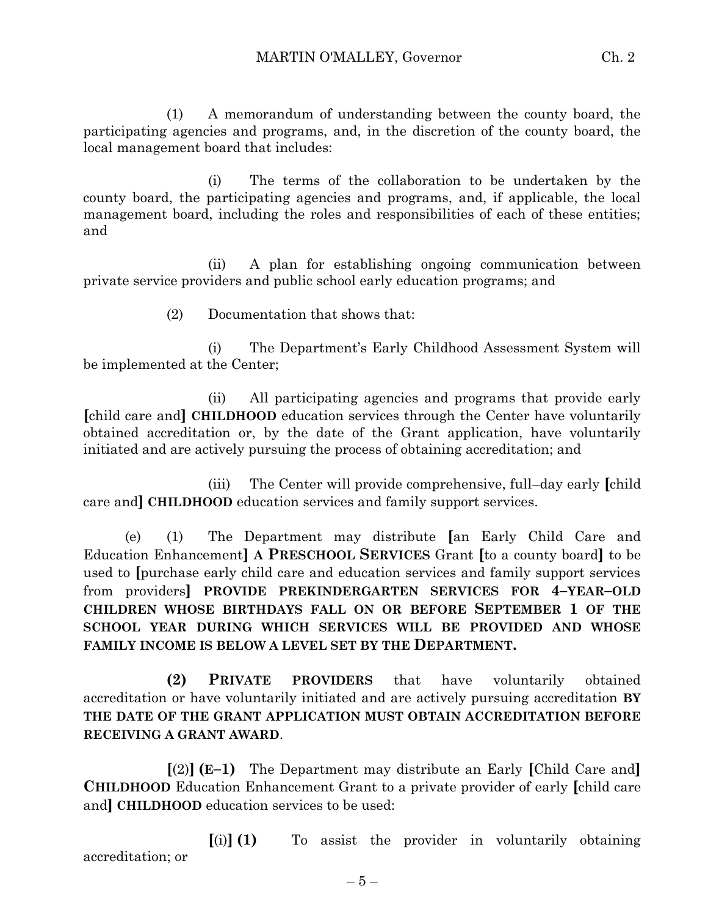(1) A memorandum of understanding between the county board, the participating agencies and programs, and, in the discretion of the county board, the local management board that includes:

(i) The terms of the collaboration to be undertaken by the county board, the participating agencies and programs, and, if applicable, the local management board, including the roles and responsibilities of each of these entities; and

(ii) A plan for establishing ongoing communication between private service providers and public school early education programs; and

(2) Documentation that shows that:

(i) The Department's Early Childhood Assessment System will be implemented at the Center;

(ii) All participating agencies and programs that provide early **[**child care and**]** **CHILDHOOD** education services through the Center have voluntarily obtained accreditation or, by the date of the Grant application, have voluntarily initiated and are actively pursuing the process of obtaining accreditation; and

(iii) The Center will provide comprehensive, full–day early **[**child care and**]** **CHILDHOOD** education services and family support services.

(e) (1) The Department may distribute **[**an Early Child Care and Education Enhancement**]** **A PRESCHOOL SERVICES** Grant **[**to a county board**]** to be used to **[**purchase early child care and education services and family support services from providers**]** **PROVIDE PREKINDERGARTEN SERVICES FOR 4–YEAR–OLD CHILDREN WHOSE BIRTHDAYS FALL ON OR BEFORE SEPTEMBER 1 OF THE SCHOOL YEAR DURING WHICH SERVICES WILL BE PROVIDED AND WHOSE FAMILY INCOME IS BELOW A LEVEL SET BY THE DEPARTMENT.**

**(2) PRIVATE PROVIDERS** that have voluntarily obtained accreditation or have voluntarily initiated and are actively pursuing accreditation **BY THE DATE OF THE GRANT APPLICATION MUST OBTAIN ACCREDITATION BEFORE RECEIVING A GRANT AWARD**.

**[**(2)**]** **(E–1)** The Department may distribute an Early **[**Child Care and**]** **CHILDHOOD** Education Enhancement Grant to a private provider of early **[**child care and**]** **CHILDHOOD** education services to be used:

**[**(i)**]** **(1)** To assist the provider in voluntarily obtaining accreditation; or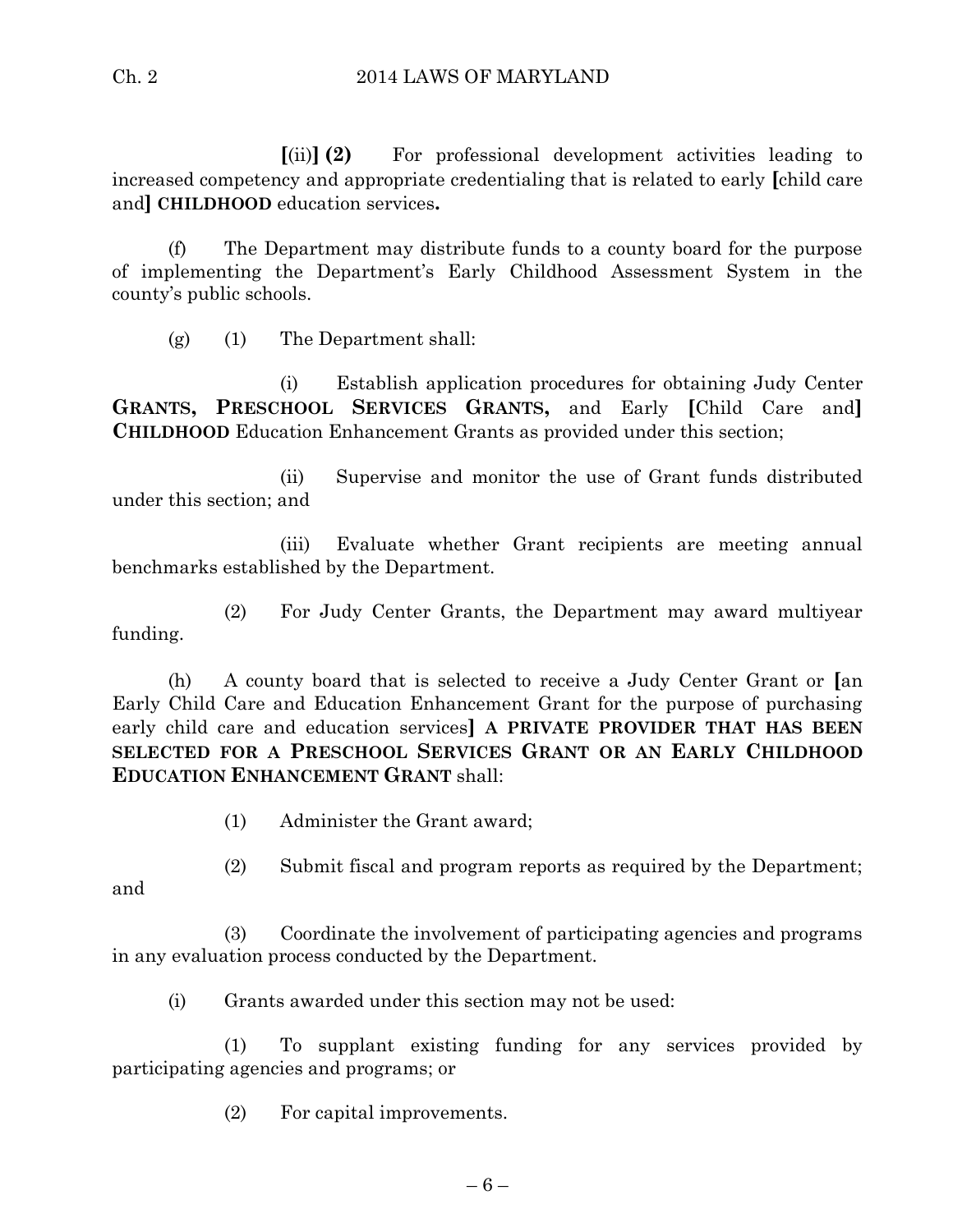**[**(ii)**] (2)** For professional development activities leading to increased competency and appropriate credentialing that is related to early **[**child care and**] CHILDHOOD** education services**.**

(f) The Department may distribute funds to a county board for the purpose of implementing the Department's Early Childhood Assessment System in the county's public schools.

(g) (1) The Department shall:

(i) Establish application procedures for obtaining Judy Center **GRANTS, PRESCHOOL SERVICES GRANTS,** and Early **[**Child Care and**] CHILDHOOD** Education Enhancement Grants as provided under this section;

(ii) Supervise and monitor the use of Grant funds distributed under this section; and

(iii) Evaluate whether Grant recipients are meeting annual benchmarks established by the Department.

(2) For Judy Center Grants, the Department may award multiyear funding.

(h) A county board that is selected to receive a Judy Center Grant or **[**an Early Child Care and Education Enhancement Grant for the purpose of purchasing early child care and education services**] A PRIVATE PROVIDER THAT HAS BEEN SELECTED FOR A PRESCHOOL SERVICES GRANT OR AN EARLY CHILDHOOD EDUCATION ENHANCEMENT GRANT** shall:

(1) Administer the Grant award;

(2) Submit fiscal and program reports as required by the Department; and

(3) Coordinate the involvement of participating agencies and programs in any evaluation process conducted by the Department.

(i) Grants awarded under this section may not be used:

(1) To supplant existing funding for any services provided by participating agencies and programs; or

(2) For capital improvements.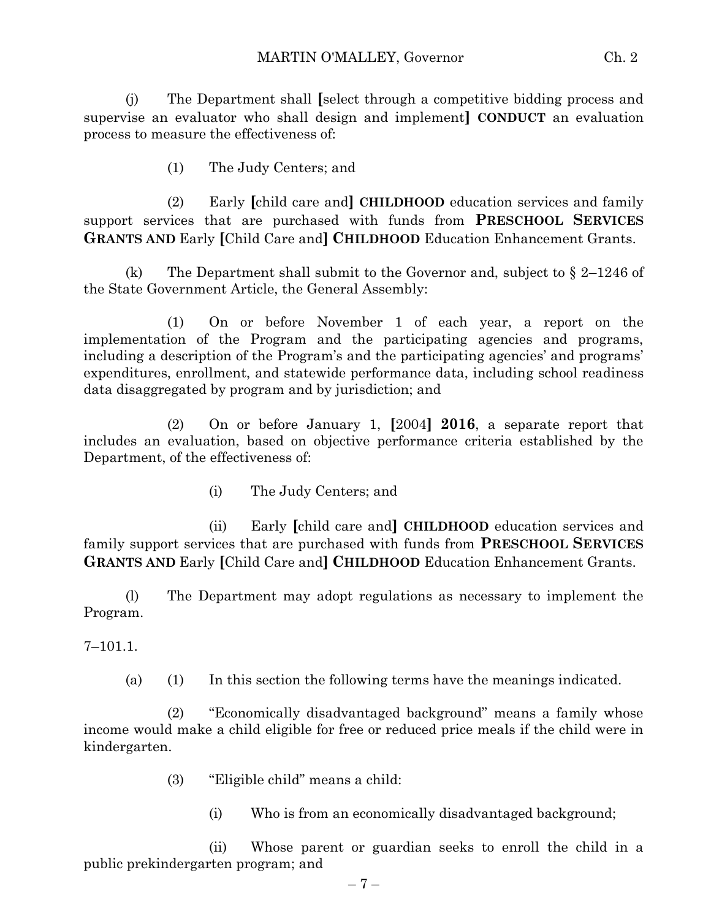(j) The Department shall [select through a competitive bidding process and supervise an evaluator who shall design and implement] **CONDUCT** an evaluation process to measure the effectiveness of:

(1) The Judy Centers; and

(2) Early [child care and] **CHILDHOOD** education services and family support services that are purchased with funds from **PRESCHOOL SERVICES GRANTS AND** Early [Child Care and] **CHILDHOOD** Education Enhancement Grants.

(k) The Department shall submit to the Governor and, subject to § 2–1246 of the State Government Article, the General Assembly:

(1) On or before November 1 of each year, a report on the implementation of the Program and the participating agencies and programs, including a description of the Program's and the participating agencies' and programs' expenditures, enrollment, and statewide performance data, including school readiness data disaggregated by program and by jurisdiction; and

(2) On or before January 1, [2004] **2016**, a separate report that includes an evaluation, based on objective performance criteria established by the Department, of the effectiveness of:

(i) The Judy Centers; and

(ii) Early [child care and] **CHILDHOOD** education services and family support services that are purchased with funds from **PRESCHOOL SERVICES GRANTS AND** Early [Child Care and] **CHILDHOOD** Education Enhancement Grants.

(l) The Department may adopt regulations as necessary to implement the Program.

7–101.1.

(a) (1) In this section the following terms have the meanings indicated.

(2) "Economically disadvantaged background" means a family whose income would make a child eligible for free or reduced price meals if the child were in kindergarten.

(3) "Eligible child" means a child:

(i) Who is from an economically disadvantaged background;

(ii) Whose parent or guardian seeks to enroll the child in a public prekindergarten program; and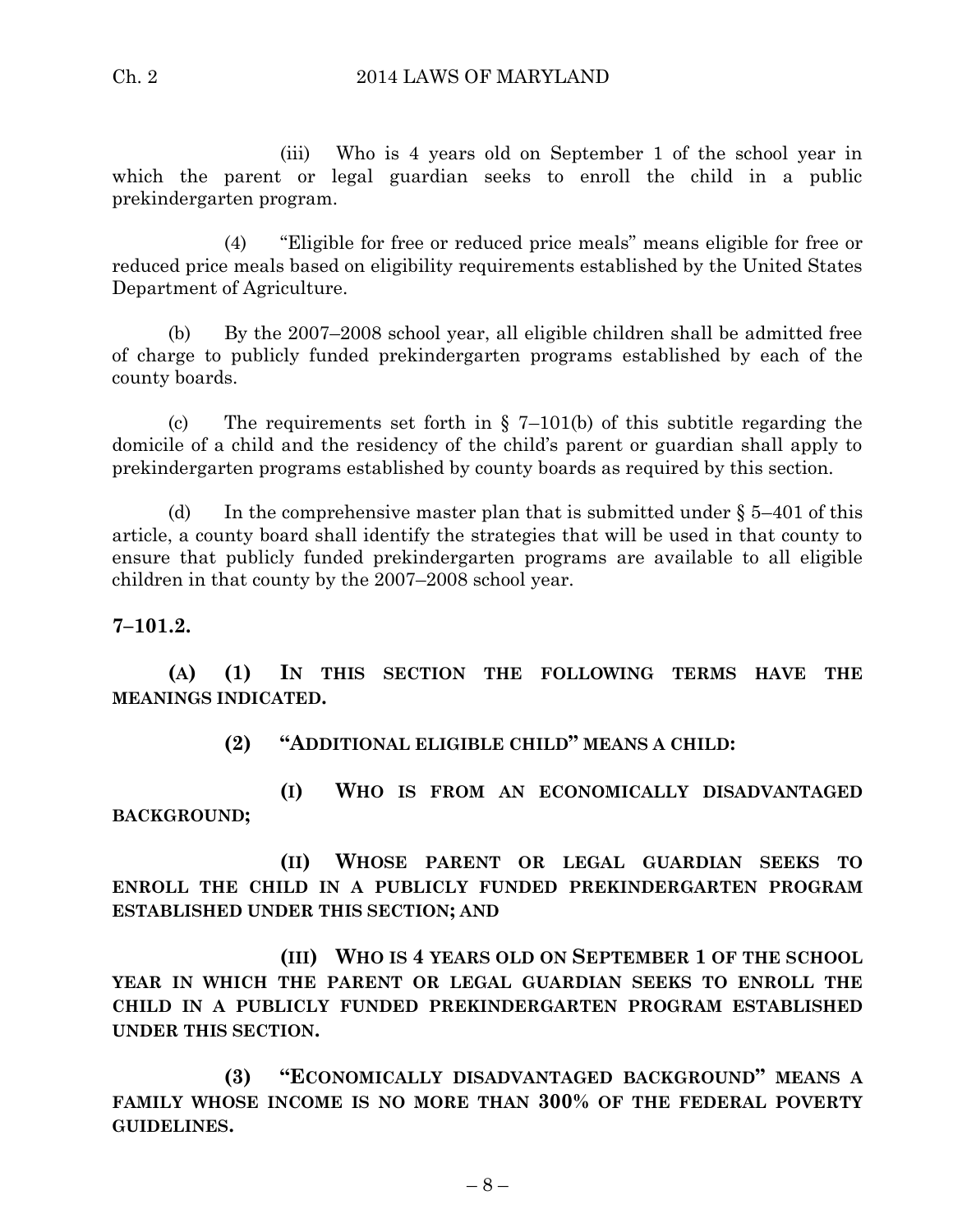(iii) Who is 4 years old on September 1 of the school year in which the parent or legal guardian seeks to enroll the child in a public prekindergarten program.

(4) "Eligible for free or reduced price meals" means eligible for free or reduced price meals based on eligibility requirements established by the United States Department of Agriculture.

(b) By the 2007–2008 school year, all eligible children shall be admitted free of charge to publicly funded prekindergarten programs established by each of the county boards.

(c) The requirements set forth in § 7–101(b) of this subtitle regarding the domicile of a child and the residency of the child's parent or guardian shall apply to prekindergarten programs established by county boards as required by this section.

(d) In the comprehensive master plan that is submitted under § 5–401 of this article, a county board shall identify the strategies that will be used in that county to ensure that publicly funded prekindergarten programs are available to all eligible children in that county by the 2007–2008 school year.

**7–101.2.**

**(A) (1) IN THIS SECTION THE FOLLOWING TERMS HAVE THE MEANINGS INDICATED.**

**(2) "ADDITIONAL ELIGIBLE CHILD" MEANS A CHILD:**

**(I) WHO IS FROM AN ECONOMICALLY DISADVANTAGED BACKGROUND;**

**(II) WHOSE PARENT OR LEGAL GUARDIAN SEEKS TO ENROLL THE CHILD IN A PUBLICLY FUNDED PREKINDERGARTEN PROGRAM ESTABLISHED UNDER THIS SECTION; AND**

**(III) WHO IS 4 YEARS OLD ON SEPTEMBER 1 OF THE SCHOOL YEAR IN WHICH THE PARENT OR LEGAL GUARDIAN SEEKS TO ENROLL THE CHILD IN A PUBLICLY FUNDED PREKINDERGARTEN PROGRAM ESTABLISHED UNDER THIS SECTION.**

**(3) "ECONOMICALLY DISADVANTAGED BACKGROUND" MEANS A FAMILY WHOSE INCOME IS NO MORE THAN 300% OF THE FEDERAL POVERTY GUIDELINES.**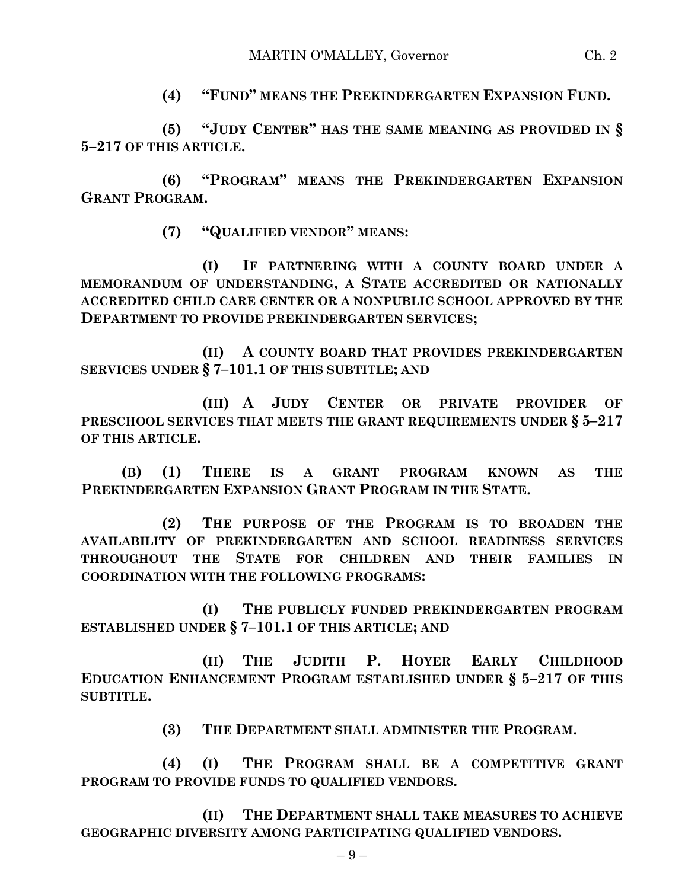**(4) "FUND" MEANS THE PREKINDERGARTEN EXPANSION FUND.**

**(5) "JUDY CENTER" HAS THE SAME MEANING AS PROVIDED IN § 5–217 OF THIS ARTICLE.**

**(6) "PROGRAM" MEANS THE PREKINDERGARTEN EXPANSION GRANT PROGRAM.**

**(7) "QUALIFIED VENDOR" MEANS:**

**(I) IF PARTNERING WITH A COUNTY BOARD UNDER A MEMORANDUM OF UNDERSTANDING, A STATE ACCREDITED OR NATIONALLY ACCREDITED CHILD CARE CENTER OR A NONPUBLIC SCHOOL APPROVED BY THE DEPARTMENT TO PROVIDE PREKINDERGARTEN SERVICES;**

**(II) A COUNTY BOARD THAT PROVIDES PREKINDERGARTEN SERVICES UNDER § 7–101.1 OF THIS SUBTITLE; AND**

**(III) A JUDY CENTER OR PRIVATE PROVIDER OF PRESCHOOL SERVICES THAT MEETS THE GRANT REQUIREMENTS UNDER § 5–217 OF THIS ARTICLE.**

**(B) (1) THERE IS A GRANT PROGRAM KNOWN AS THE PREKINDERGARTEN EXPANSION GRANT PROGRAM IN THE STATE.**

**(2) THE PURPOSE OF THE PROGRAM IS TO BROADEN THE AVAILABILITY OF PREKINDERGARTEN AND SCHOOL READINESS SERVICES THROUGHOUT THE STATE FOR CHILDREN AND THEIR FAMILIES IN COORDINATION WITH THE FOLLOWING PROGRAMS:**

**(I) THE PUBLICLY FUNDED PREKINDERGARTEN PROGRAM ESTABLISHED UNDER § 7–101.1 OF THIS ARTICLE; AND**

**(II) THE JUDITH P. HOYER EARLY CHILDHOOD EDUCATION ENHANCEMENT PROGRAM ESTABLISHED UNDER § 5–217 OF THIS SUBTITLE.**

**(3) THE DEPARTMENT SHALL ADMINISTER THE PROGRAM.**

**(4) (I) THE PROGRAM SHALL BE A COMPETITIVE GRANT PROGRAM TO PROVIDE FUNDS TO QUALIFIED VENDORS.**

**(II) THE DEPARTMENT SHALL TAKE MEASURES TO ACHIEVE GEOGRAPHIC DIVERSITY AMONG PARTICIPATING QUALIFIED VENDORS.**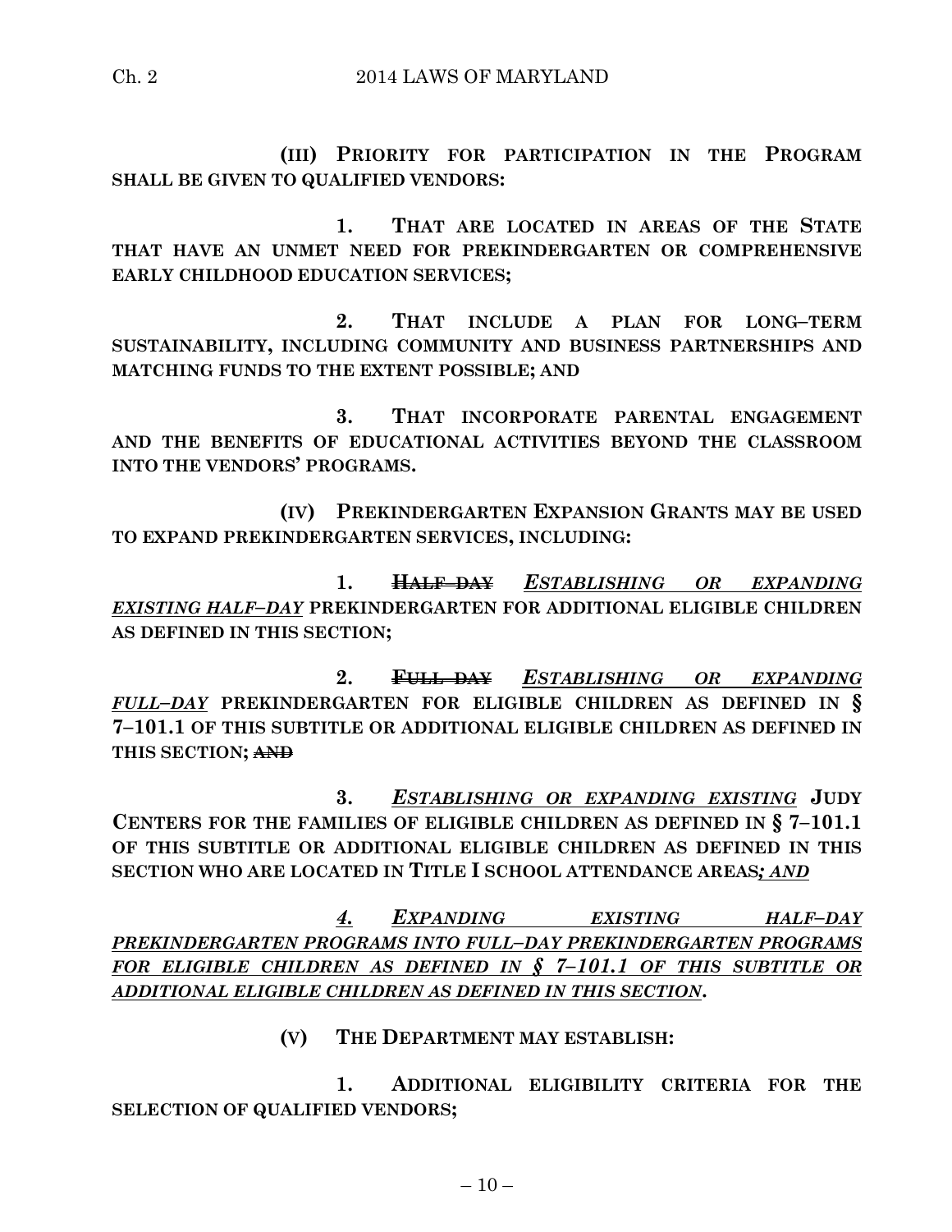**(III) PRIORITY FOR PARTICIPATION IN THE PROGRAM SHALL BE GIVEN TO QUALIFIED VENDORS:**

**1. THAT ARE LOCATED IN AREAS OF THE STATE THAT HAVE AN UNMET NEED FOR PREKINDERGARTEN OR COMPREHENSIVE EARLY CHILDHOOD EDUCATION SERVICES;**

**2. THAT INCLUDE A PLAN FOR LONG–TERM SUSTAINABILITY, INCLUDING COMMUNITY AND BUSINESS PARTNERSHIPS AND MATCHING FUNDS TO THE EXTENT POSSIBLE; AND**

**3. THAT INCORPORATE PARENTAL ENGAGEMENT AND THE BENEFITS OF EDUCATIONAL ACTIVITIES BEYOND THE CLASSROOM INTO THE VENDORS' PROGRAMS.**

**(IV) PREKINDERGARTEN EXPANSION GRANTS MAY BE USED TO EXPAND PREKINDERGARTEN SERVICES, INCLUDING:**

**1.** ~~**HALF–DAY**~~ ***ESTABLISHING OR EXPANDING EXISTING HALF–DAY*** **PREKINDERGARTEN FOR ADDITIONAL ELIGIBLE CHILDREN AS DEFINED IN THIS SECTION;**

**2.** ~~**FULL–DAY**~~ ***ESTABLISHING OR EXPANDING FULL–DAY*** **PREKINDERGARTEN FOR ELIGIBLE CHILDREN AS DEFINED IN § 7–101.1 OF THIS SUBTITLE OR ADDITIONAL ELIGIBLE CHILDREN AS DEFINED IN THIS SECTION;** ~~**AND**~~

**3.** ***ESTABLISHING OR EXPANDING EXISTING*** **JUDY CENTERS FOR THE FAMILIES OF ELIGIBLE CHILDREN AS DEFINED IN § 7–101.1 OF THIS SUBTITLE OR ADDITIONAL ELIGIBLE CHILDREN AS DEFINED IN THIS SECTION WHO ARE LOCATED IN TITLE I SCHOOL ATTENDANCE AREAS*****; AND***

***4. EXPANDING EXISTING HALF–DAY PREKINDERGARTEN PROGRAMS INTO FULL–DAY PREKINDERGARTEN PROGRAMS FOR ELIGIBLE CHILDREN AS DEFINED IN § 7–101.1 OF THIS SUBTITLE OR ADDITIONAL ELIGIBLE CHILDREN AS DEFINED IN THIS SECTION*****.**

**(V) THE DEPARTMENT MAY ESTABLISH:**

**1. ADDITIONAL ELIGIBILITY CRITERIA FOR THE SELECTION OF QUALIFIED VENDORS;**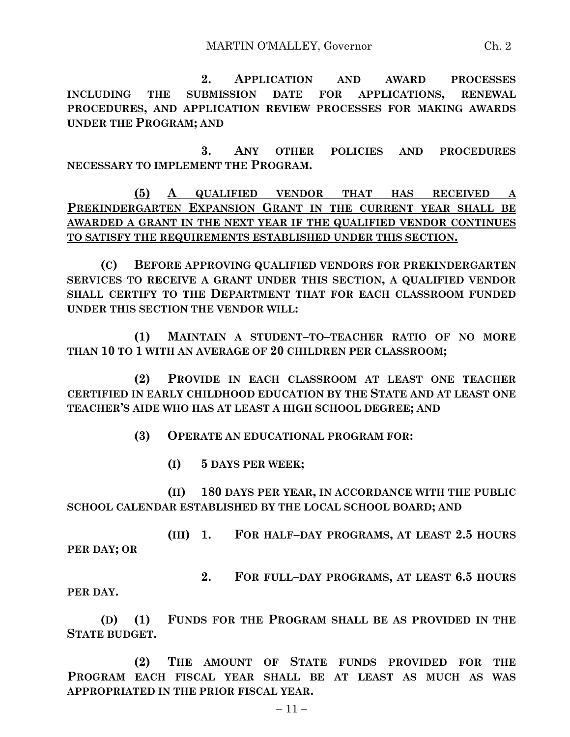**2. APPLICATION AND AWARD PROCESSES INCLUDING THE SUBMISSION DATE FOR APPLICATIONS, RENEWAL PROCEDURES, AND APPLICATION REVIEW PROCESSES FOR MAKING AWARDS UNDER THE PROGRAM; AND**

**3. ANY OTHER POLICIES AND PROCEDURES NECESSARY TO IMPLEMENT THE PROGRAM.**

<u>**(5) A QUALIFIED VENDOR THAT HAS RECEIVED A PREKINDERGARTEN EXPANSION GRANT IN THE CURRENT YEAR SHALL BE AWARDED A GRANT IN THE NEXT YEAR IF THE QUALIFIED VENDOR CONTINUES TO SATISFY THE REQUIREMENTS ESTABLISHED UNDER THIS SECTION.**</u>

**(C) BEFORE APPROVING QUALIFIED VENDORS FOR PREKINDERGARTEN SERVICES TO RECEIVE A GRANT UNDER THIS SECTION, A QUALIFIED VENDOR SHALL CERTIFY TO THE DEPARTMENT THAT FOR EACH CLASSROOM FUNDED UNDER THIS SECTION THE VENDOR WILL:**

**(1) MAINTAIN A STUDENT–TO–TEACHER RATIO OF NO MORE THAN 10 TO 1 WITH AN AVERAGE OF 20 CHILDREN PER CLASSROOM;**

**(2) PROVIDE IN EACH CLASSROOM AT LEAST ONE TEACHER CERTIFIED IN EARLY CHILDHOOD EDUCATION BY THE STATE AND AT LEAST ONE TEACHER'S AIDE WHO HAS AT LEAST A HIGH SCHOOL DEGREE; AND**

**(3) OPERATE AN EDUCATIONAL PROGRAM FOR:**

**(I) 5 DAYS PER WEEK;**

**(II) 180 DAYS PER YEAR, IN ACCORDANCE WITH THE PUBLIC SCHOOL CALENDAR ESTABLISHED BY THE LOCAL SCHOOL BOARD; AND**

**(III) 1. FOR HALF–DAY PROGRAMS, AT LEAST 2.5 HOURS PER DAY; OR**

**2. FOR FULL–DAY PROGRAMS, AT LEAST 6.5 HOURS PER DAY.**

**(D) (1) FUNDS FOR THE PROGRAM SHALL BE AS PROVIDED IN THE STATE BUDGET.**

**(2) THE AMOUNT OF STATE FUNDS PROVIDED FOR THE PROGRAM EACH FISCAL YEAR SHALL BE AT LEAST AS MUCH AS WAS APPROPRIATED IN THE PRIOR FISCAL YEAR.**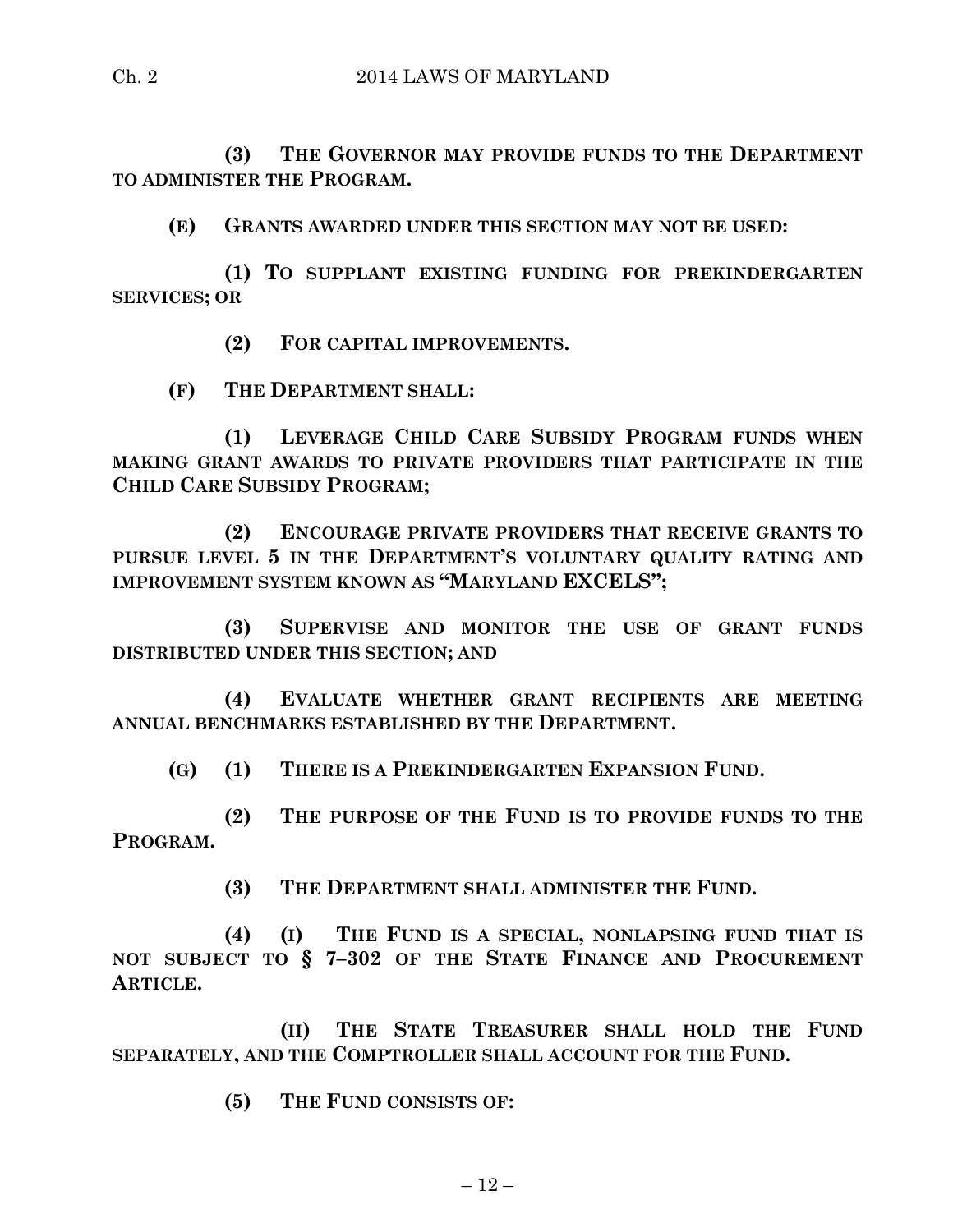**(3) THE GOVERNOR MAY PROVIDE FUNDS TO THE DEPARTMENT TO ADMINISTER THE PROGRAM.**

**(E) GRANTS AWARDED UNDER THIS SECTION MAY NOT BE USED:**

**(1) TO SUPPLANT EXISTING FUNDING FOR PREKINDERGARTEN SERVICES; OR**

**(2) FOR CAPITAL IMPROVEMENTS.**

**(F) THE DEPARTMENT SHALL:**

**(1) LEVERAGE CHILD CARE SUBSIDY PROGRAM FUNDS WHEN MAKING GRANT AWARDS TO PRIVATE PROVIDERS THAT PARTICIPATE IN THE CHILD CARE SUBSIDY PROGRAM;**

**(2) ENCOURAGE PRIVATE PROVIDERS THAT RECEIVE GRANTS TO PURSUE LEVEL 5 IN THE DEPARTMENT'S VOLUNTARY QUALITY RATING AND IMPROVEMENT SYSTEM KNOWN AS "MARYLAND EXCELS";**

**(3) SUPERVISE AND MONITOR THE USE OF GRANT FUNDS DISTRIBUTED UNDER THIS SECTION; AND**

**(4) EVALUATE WHETHER GRANT RECIPIENTS ARE MEETING ANNUAL BENCHMARKS ESTABLISHED BY THE DEPARTMENT.**

**(G) (1) THERE IS A PREKINDERGARTEN EXPANSION FUND.**

**(2) THE PURPOSE OF THE FUND IS TO PROVIDE FUNDS TO THE PROGRAM.**

**(3) THE DEPARTMENT SHALL ADMINISTER THE FUND.**

**(4) (I) THE FUND IS A SPECIAL, NONLAPSING FUND THAT IS NOT SUBJECT TO § 7–302 OF THE STATE FINANCE AND PROCUREMENT ARTICLE.**

**(II) THE STATE TREASURER SHALL HOLD THE FUND SEPARATELY, AND THE COMPTROLLER SHALL ACCOUNT FOR THE FUND.**

**(5) THE FUND CONSISTS OF:**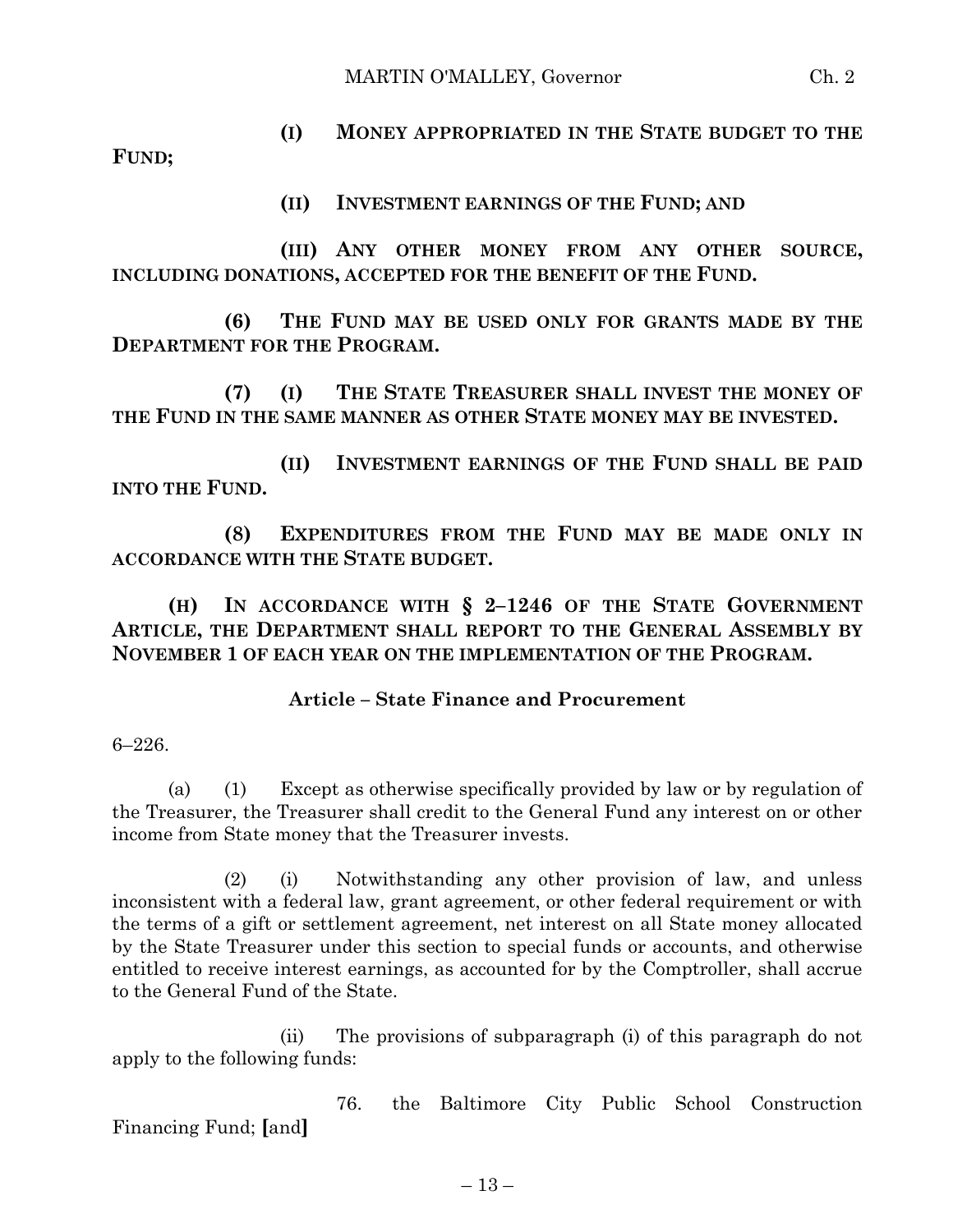**(I) MONEY APPROPRIATED IN THE STATE BUDGET TO THE FUND;**

**(II) INVESTMENT EARNINGS OF THE FUND; AND**

**(III) ANY OTHER MONEY FROM ANY OTHER SOURCE, INCLUDING DONATIONS, ACCEPTED FOR THE BENEFIT OF THE FUND.**

**(6) THE FUND MAY BE USED ONLY FOR GRANTS MADE BY THE DEPARTMENT FOR THE PROGRAM.**

**(7) (I) THE STATE TREASURER SHALL INVEST THE MONEY OF THE FUND IN THE SAME MANNER AS OTHER STATE MONEY MAY BE INVESTED.**

**(II) INVESTMENT EARNINGS OF THE FUND SHALL BE PAID INTO THE FUND.**

**(8) EXPENDITURES FROM THE FUND MAY BE MADE ONLY IN ACCORDANCE WITH THE STATE BUDGET.**

**(H) IN ACCORDANCE WITH § 2–1246 OF THE STATE GOVERNMENT ARTICLE, THE DEPARTMENT SHALL REPORT TO THE GENERAL ASSEMBLY BY NOVEMBER 1 OF EACH YEAR ON THE IMPLEMENTATION OF THE PROGRAM.**

**Article – State Finance and Procurement**

6–226.

(a) (1) Except as otherwise specifically provided by law or by regulation of the Treasurer, the Treasurer shall credit to the General Fund any interest on or other income from State money that the Treasurer invests.

(2) (i) Notwithstanding any other provision of law, and unless inconsistent with a federal law, grant agreement, or other federal requirement or with the terms of a gift or settlement agreement, net interest on all State money allocated by the State Treasurer under this section to special funds or accounts, and otherwise entitled to receive interest earnings, as accounted for by the Comptroller, shall accrue to the General Fund of the State.

(ii) The provisions of subparagraph (i) of this paragraph do not apply to the following funds:

76. the Baltimore City Public School Construction Financing Fund; **[**and**]**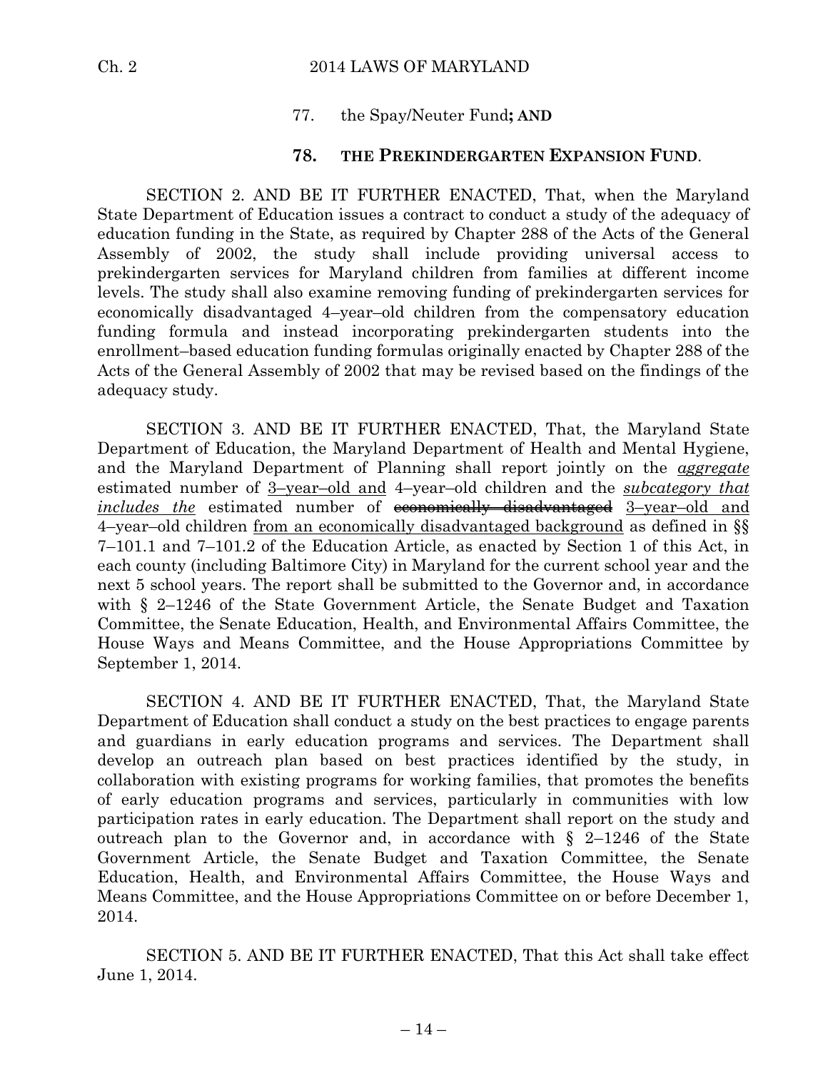77. the Spay/Neuter Fund**; AND**

**78. THE PREKINDERGARTEN EXPANSION FUND**.

SECTION 2. AND BE IT FURTHER ENACTED, That, when the Maryland State Department of Education issues a contract to conduct a study of the adequacy of education funding in the State, as required by Chapter 288 of the Acts of the General Assembly of 2002, the study shall include providing universal access to prekindergarten services for Maryland children from families at different income levels. The study shall also examine removing funding of prekindergarten services for economically disadvantaged 4–year–old children from the compensatory education funding formula and instead incorporating prekindergarten students into the enrollment–based education funding formulas originally enacted by Chapter 288 of the Acts of the General Assembly of 2002 that may be revised based on the findings of the adequacy study.

SECTION 3. AND BE IT FURTHER ENACTED, That, the Maryland State Department of Education, the Maryland Department of Health and Mental Hygiene, and the Maryland Department of Planning shall report jointly on the <u>*aggregate*</u> estimated number of <u>3–year–old and</u> 4–year–old children and the <u>*subcategory that includes the*</u> estimated number of ~~economically disadvantaged~~ <u>3–year–old and</u> 4–year–old children <u>from an economically disadvantaged background</u> as defined in §§ 7–101.1 and 7–101.2 of the Education Article, as enacted by Section 1 of this Act, in each county (including Baltimore City) in Maryland for the current school year and the next 5 school years. The report shall be submitted to the Governor and, in accordance with § 2–1246 of the State Government Article, the Senate Budget and Taxation Committee, the Senate Education, Health, and Environmental Affairs Committee, the House Ways and Means Committee, and the House Appropriations Committee by September 1, 2014.

SECTION 4. AND BE IT FURTHER ENACTED, That, the Maryland State Department of Education shall conduct a study on the best practices to engage parents and guardians in early education programs and services. The Department shall develop an outreach plan based on best practices identified by the study, in collaboration with existing programs for working families, that promotes the benefits of early education programs and services, particularly in communities with low participation rates in early education. The Department shall report on the study and outreach plan to the Governor and, in accordance with § 2–1246 of the State Government Article, the Senate Budget and Taxation Committee, the Senate Education, Health, and Environmental Affairs Committee, the House Ways and Means Committee, and the House Appropriations Committee on or before December 1, 2014.

SECTION 5. AND BE IT FURTHER ENACTED, That this Act shall take effect June 1, 2014.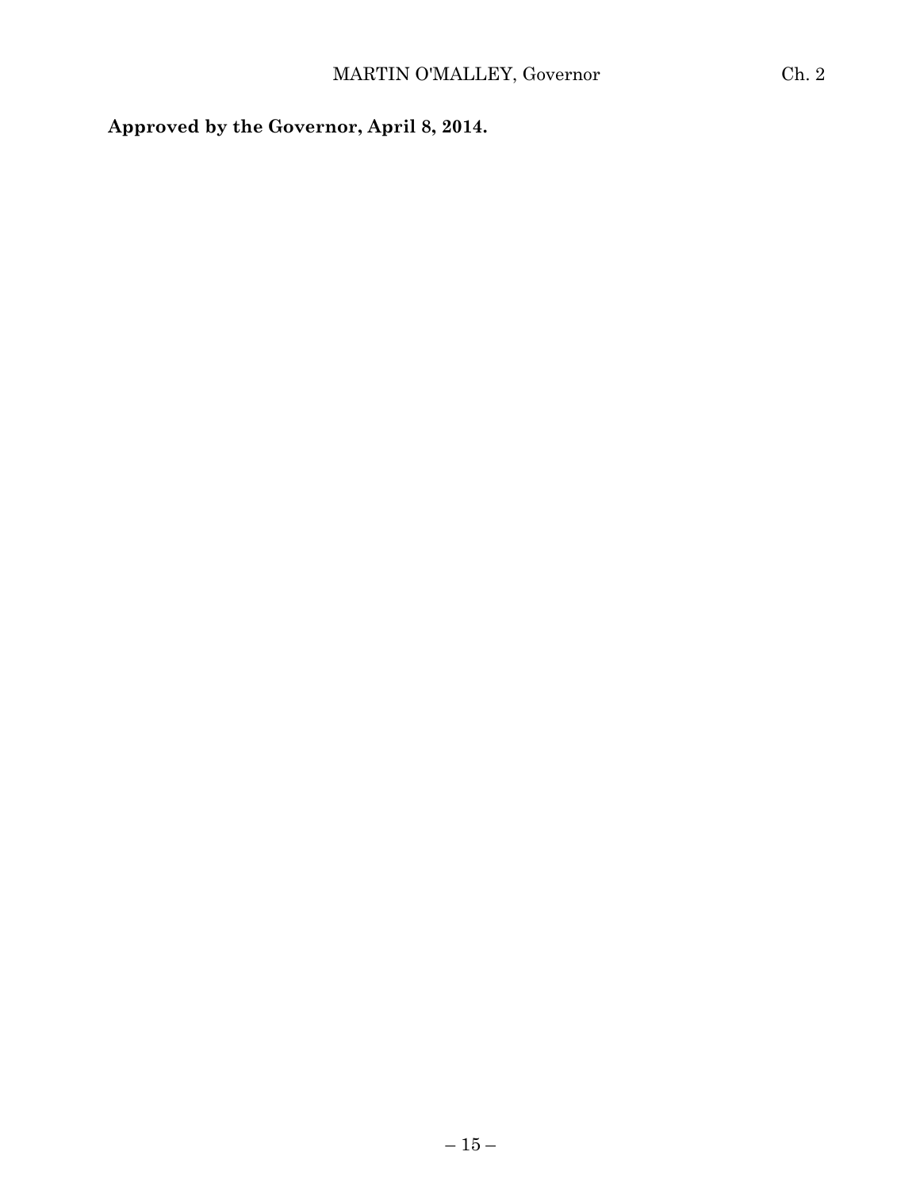**Approved by the Governor, April 8, 2014.**